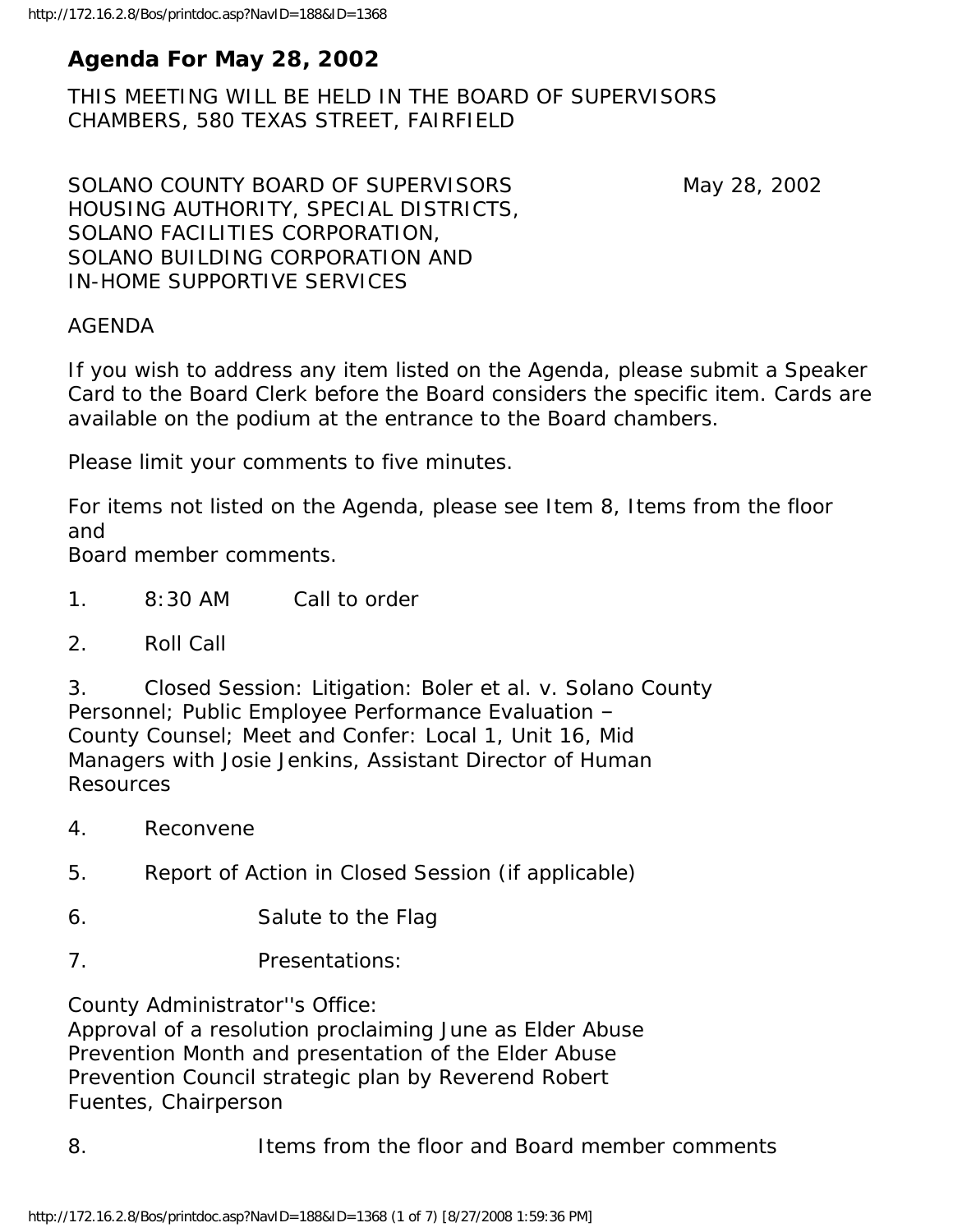# Agenda For May 28, 2002

THIS MEETING WILL BE HELD IN THE BOARD OF SUPERVISORS CHAMBERS, 580 TEXAS STREET, FAIRFIELD

SOLANO COUNTY BOARD OF SUPERVISORS May 28, 2002
HOUSING AUTHORITY, SPECIAL DISTRICTS,
SOLANO FACILITIES CORPORATION,
SOLANO BUILDING CORPORATION AND
IN-HOME SUPPORTIVE SERVICES

AGENDA

If you wish to address any item listed on the Agenda, please submit a Speaker Card to the Board Clerk before the Board considers the specific item. Cards are available on the podium at the entrance to the Board chambers.

Please limit your comments to five minutes.

For items not listed on the Agenda, please see Item 8, Items from the floor and
Board member comments.

1. 8:30 AM Call to order

2. Roll Call

3. Closed Session: Litigation: Boler et al. v. Solano County Personnel; Public Employee Performance Evaluation – County Counsel; Meet and Confer: Local 1, Unit 16, Mid Managers with Josie Jenkins, Assistant Director of Human Resources

4. Reconvene

5. Report of Action in Closed Session (if applicable)

6. Salute to the Flag

7. Presentations:

County Administrator''s Office:
Approval of a resolution proclaiming June as Elder Abuse Prevention Month and presentation of the Elder Abuse Prevention Council strategic plan by Reverend Robert Fuentes, Chairperson

8. Items from the floor and Board member comments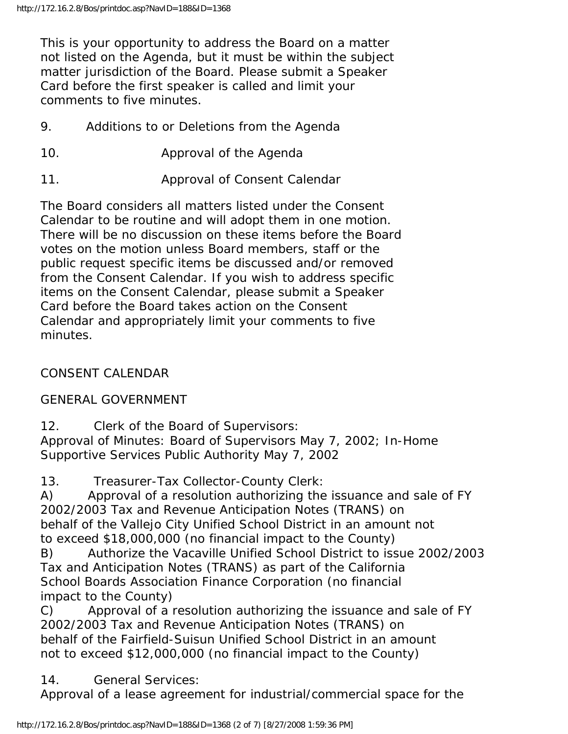This is your opportunity to address the Board on a matter not listed on the Agenda, but it must be within the subject matter jurisdiction of the Board. Please submit a Speaker Card before the first speaker is called and limit your comments to five minutes.

9. Additions to or Deletions from the Agenda

10. Approval of the Agenda

11. Approval of Consent Calendar

The Board considers all matters listed under the Consent Calendar to be routine and will adopt them in one motion. There will be no discussion on these items before the Board votes on the motion unless Board members, staff or the public request specific items be discussed and/or removed from the Consent Calendar. If you wish to address specific items on the Consent Calendar, please submit a Speaker Card before the Board takes action on the Consent Calendar and appropriately limit your comments to five minutes.

CONSENT CALENDAR

GENERAL GOVERNMENT

12. Clerk of the Board of Supervisors:
Approval of Minutes: Board of Supervisors May 7, 2002; In-Home Supportive Services Public Authority May 7, 2002

13. Treasurer-Tax Collector-County Clerk:
A) Approval of a resolution authorizing the issuance and sale of FY 2002/2003 Tax and Revenue Anticipation Notes (TRANS) on behalf of the Vallejo City Unified School District in an amount not to exceed $18,000,000 (no financial impact to the County)
B) Authorize the Vacaville Unified School District to issue 2002/2003 Tax and Anticipation Notes (TRANS) as part of the California School Boards Association Finance Corporation (no financial impact to the County)
C) Approval of a resolution authorizing the issuance and sale of FY 2002/2003 Tax and Revenue Anticipation Notes (TRANS) on behalf of the Fairfield-Suisun Unified School District in an amount not to exceed $12,000,000 (no financial impact to the County)

14. General Services:
Approval of a lease agreement for industrial/commercial space for the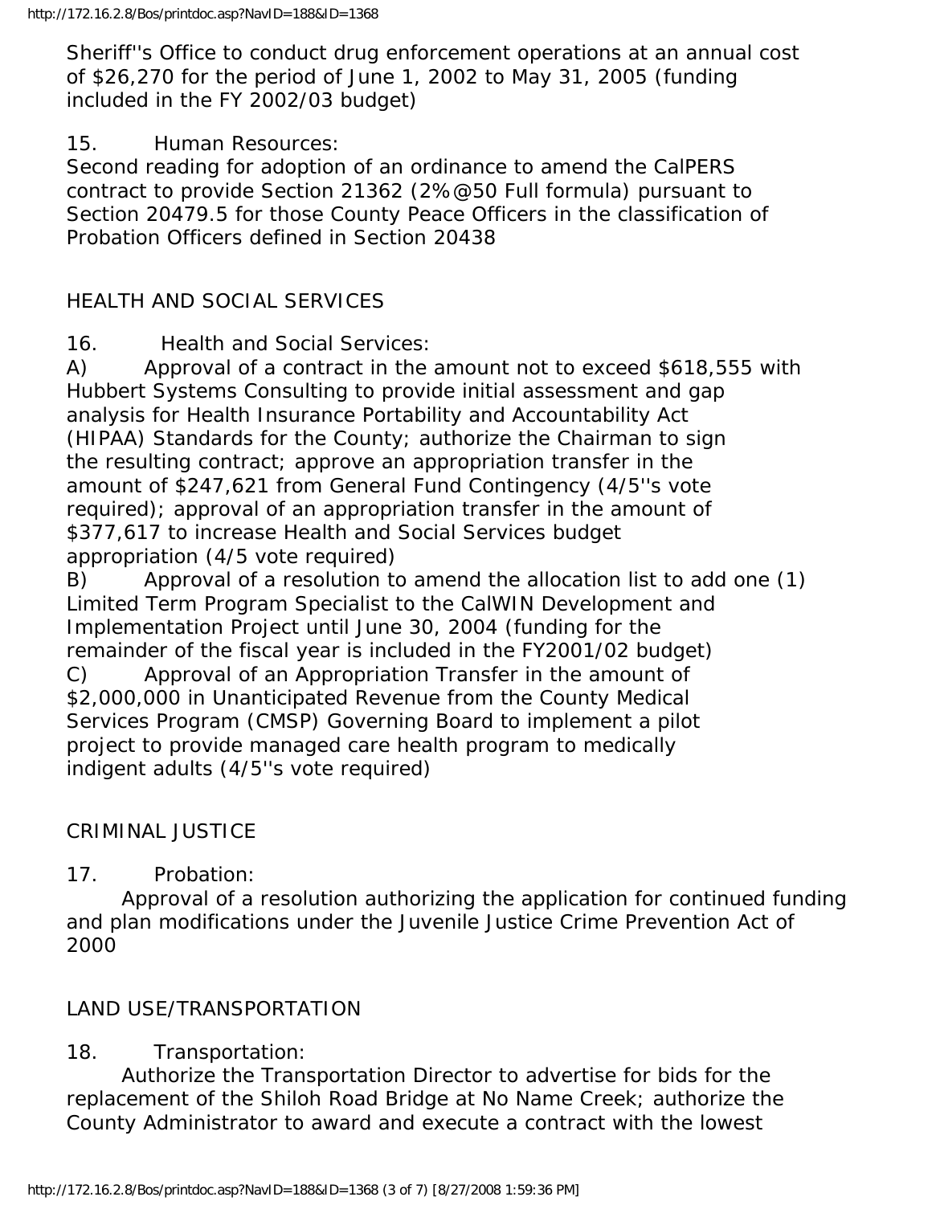Sheriff''s Office to conduct drug enforcement operations at an annual cost of $26,270 for the period of June 1, 2002 to May 31, 2005 (funding included in the FY 2002/03 budget)

15. Human Resources:
Second reading for adoption of an ordinance to amend the CalPERS contract to provide Section 21362 (2%@50 Full formula) pursuant to Section 20479.5 for those County Peace Officers in the classification of Probation Officers defined in Section 20438

HEALTH AND SOCIAL SERVICES

16. Health and Social Services:
A) Approval of a contract in the amount not to exceed $618,555 with Hubbert Systems Consulting to provide initial assessment and gap analysis for Health Insurance Portability and Accountability Act (HIPAA) Standards for the County; authorize the Chairman to sign the resulting contract; approve an appropriation transfer in the amount of $247,621 from General Fund Contingency (4/5''s vote required); approval of an appropriation transfer in the amount of $377,617 to increase Health and Social Services budget appropriation (4/5 vote required)
B) Approval of a resolution to amend the allocation list to add one (1) Limited Term Program Specialist to the CalWIN Development and Implementation Project until June 30, 2004 (funding for the remainder of the fiscal year is included in the FY2001/02 budget)
C) Approval of an Appropriation Transfer in the amount of $2,000,000 in Unanticipated Revenue from the County Medical Services Program (CMSP) Governing Board to implement a pilot project to provide managed care health program to medically indigent adults (4/5''s vote required)

CRIMINAL JUSTICE

17. Probation:
Approval of a resolution authorizing the application for continued funding and plan modifications under the Juvenile Justice Crime Prevention Act of 2000

LAND USE/TRANSPORTATION

18. Transportation:
Authorize the Transportation Director to advertise for bids for the replacement of the Shiloh Road Bridge at No Name Creek; authorize the County Administrator to award and execute a contract with the lowest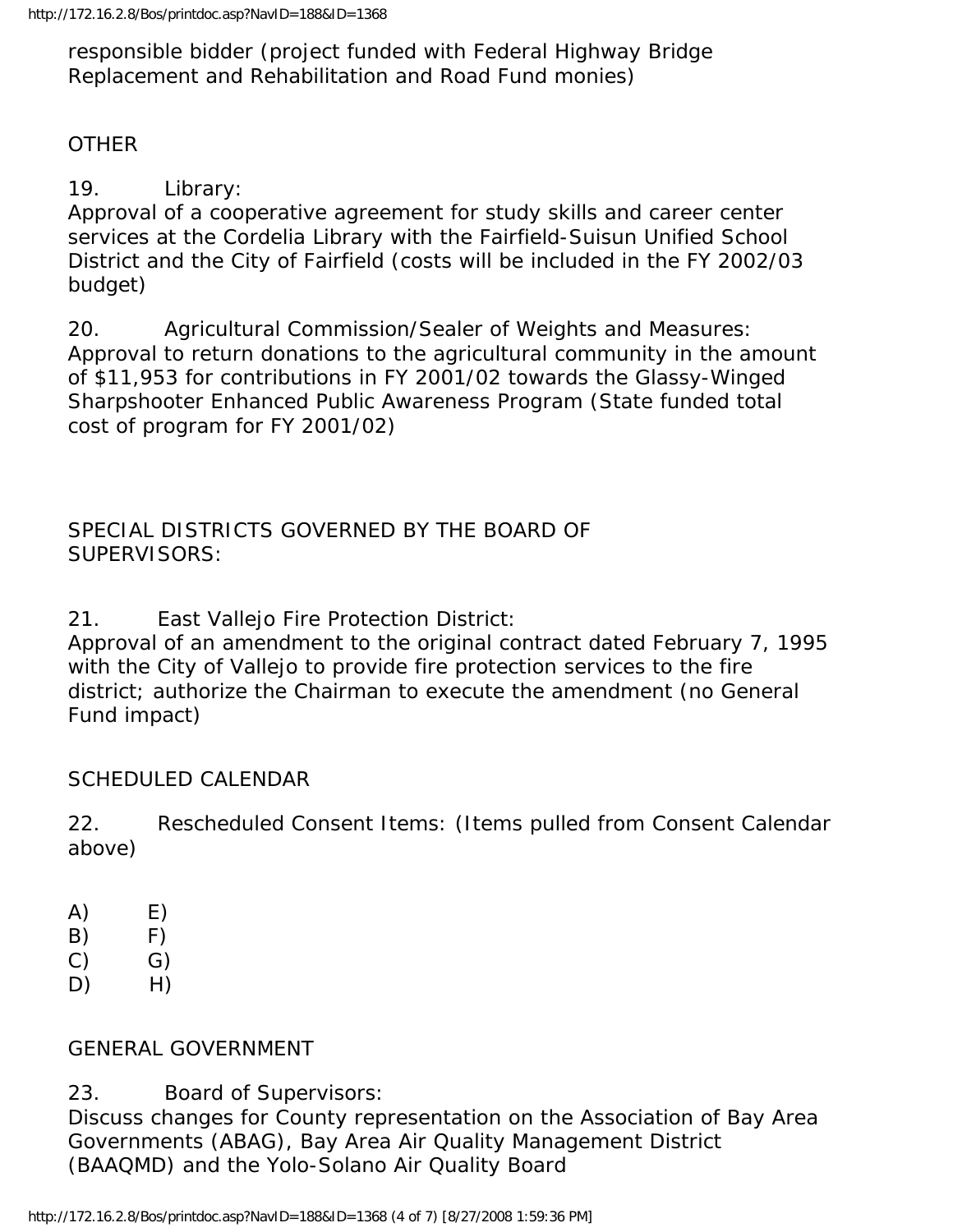responsible bidder (project funded with Federal Highway Bridge Replacement and Rehabilitation and Road Fund monies)

OTHER

19. Library:
Approval of a cooperative agreement for study skills and career center services at the Cordelia Library with the Fairfield-Suisun Unified School District and the City of Fairfield (costs will be included in the FY 2002/03 budget)

20. Agricultural Commission/Sealer of Weights and Measures:
Approval to return donations to the agricultural community in the amount of $11,953 for contributions in FY 2001/02 towards the Glassy-Winged Sharpshooter Enhanced Public Awareness Program (State funded total cost of program for FY 2001/02)

SPECIAL DISTRICTS GOVERNED BY THE BOARD OF SUPERVISORS:

21. East Vallejo Fire Protection District:
Approval of an amendment to the original contract dated February 7, 1995 with the City of Vallejo to provide fire protection services to the fire district; authorize the Chairman to execute the amendment (no General Fund impact)

SCHEDULED CALENDAR

22. Rescheduled Consent Items: (Items pulled from Consent Calendar above)

A) E)
B) F)
C) G)
D) H)

GENERAL GOVERNMENT

23. Board of Supervisors:
Discuss changes for County representation on the Association of Bay Area Governments (ABAG), Bay Area Air Quality Management District (BAAQMD) and the Yolo-Solano Air Quality Board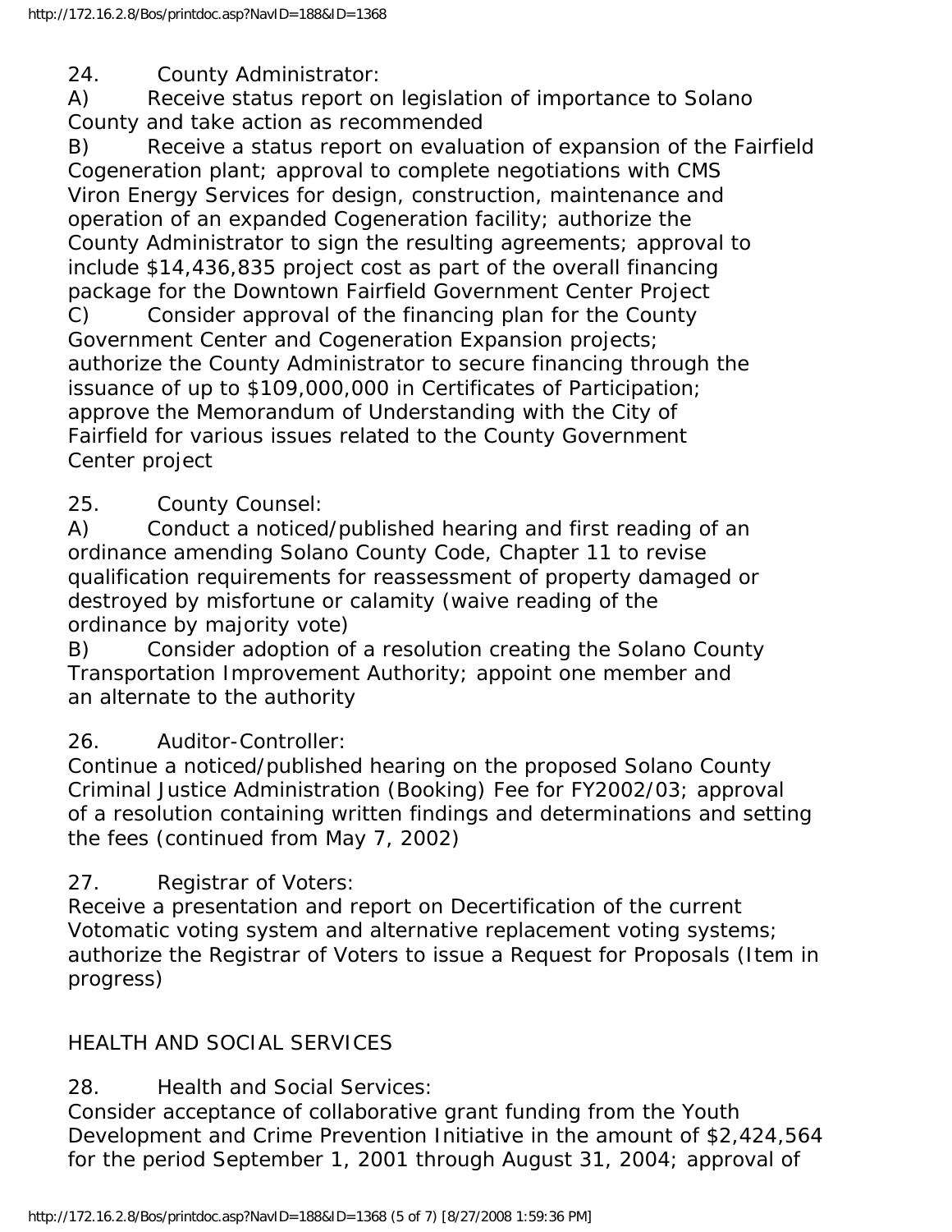24. County Administrator:

A) Receive status report on legislation of importance to Solano County and take action as recommended

B) Receive a status report on evaluation of expansion of the Fairfield Cogeneration plant; approval to complete negotiations with CMS Viron Energy Services for design, construction, maintenance and operation of an expanded Cogeneration facility; authorize the County Administrator to sign the resulting agreements; approval to include $14,436,835 project cost as part of the overall financing package for the Downtown Fairfield Government Center Project

C) Consider approval of the financing plan for the County Government Center and Cogeneration Expansion projects; authorize the County Administrator to secure financing through the issuance of up to $109,000,000 in Certificates of Participation; approve the Memorandum of Understanding with the City of Fairfield for various issues related to the County Government Center project

25. County Counsel:

A) Conduct a noticed/published hearing and first reading of an ordinance amending Solano County Code, Chapter 11 to revise qualification requirements for reassessment of property damaged or destroyed by misfortune or calamity (waive reading of the ordinance by majority vote)

B) Consider adoption of a resolution creating the Solano County Transportation Improvement Authority; appoint one member and an alternate to the authority

26. Auditor-Controller:

Continue a noticed/published hearing on the proposed Solano County Criminal Justice Administration (Booking) Fee for FY2002/03; approval of a resolution containing written findings and determinations and setting the fees (continued from May 7, 2002)

27. Registrar of Voters:

Receive a presentation and report on Decertification of the current Votomatic voting system and alternative replacement voting systems; authorize the Registrar of Voters to issue a Request for Proposals (Item in progress)

HEALTH AND SOCIAL SERVICES

28. Health and Social Services:

Consider acceptance of collaborative grant funding from the Youth Development and Crime Prevention Initiative in the amount of $2,424,564 for the period September 1, 2001 through August 31, 2004; approval of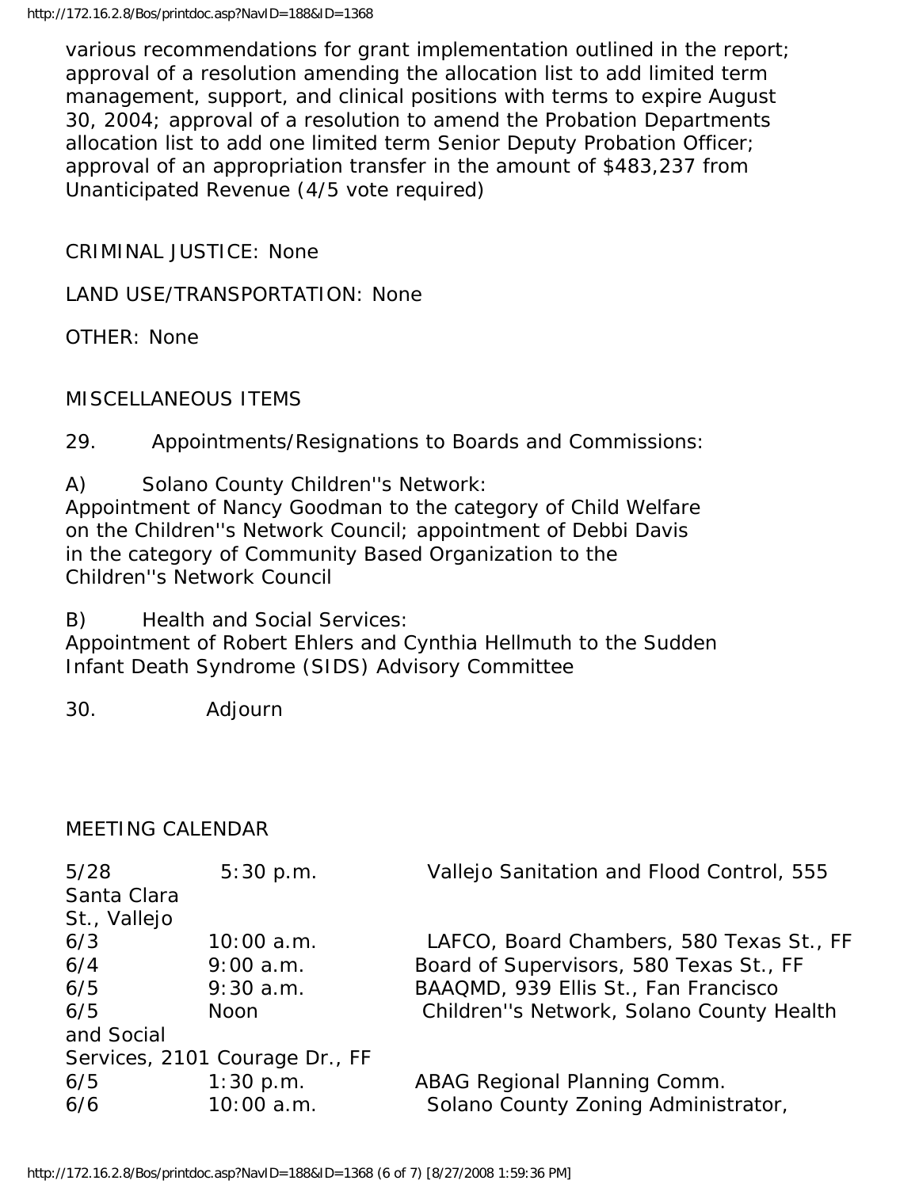various recommendations for grant implementation outlined in the report; approval of a resolution amending the allocation list to add limited term management, support, and clinical positions with terms to expire August 30, 2004; approval of a resolution to amend the Probation Departments allocation list to add one limited term Senior Deputy Probation Officer; approval of an appropriation transfer in the amount of $483,237 from Unanticipated Revenue (4/5 vote required)

CRIMINAL JUSTICE: None

LAND USE/TRANSPORTATION: None

OTHER: None

MISCELLANEOUS ITEMS

29. Appointments/Resignations to Boards and Commissions:

A) Solano County Children''s Network:
Appointment of Nancy Goodman to the category of Child Welfare on the Children''s Network Council; appointment of Debbi Davis in the category of Community Based Organization to the Children''s Network Council

B) Health and Social Services:
Appointment of Robert Ehlers and Cynthia Hellmuth to the Sudden Infant Death Syndrome (SIDS) Advisory Committee

30. Adjourn

MEETING CALENDAR

| | | |
|---|---|---|
| 5/28 | 5:30 p.m. | Vallejo Sanitation and Flood Control, 555 Santa Clara St., Vallejo |
| 6/3 | 10:00 a.m. | LAFCO, Board Chambers, 580 Texas St., FF |
| 6/4 | 9:00 a.m. | Board of Supervisors, 580 Texas St., FF |
| 6/5 | 9:30 a.m. | BAAQMD, 939 Ellis St., Fan Francisco |
| 6/5 | Noon | Children''s Network, Solano County Health and Social Services, 2101 Courage Dr., FF |
| 6/5 | 1:30 p.m. | ABAG Regional Planning Comm. |
| 6/6 | 10:00 a.m. | Solano County Zoning Administrator, |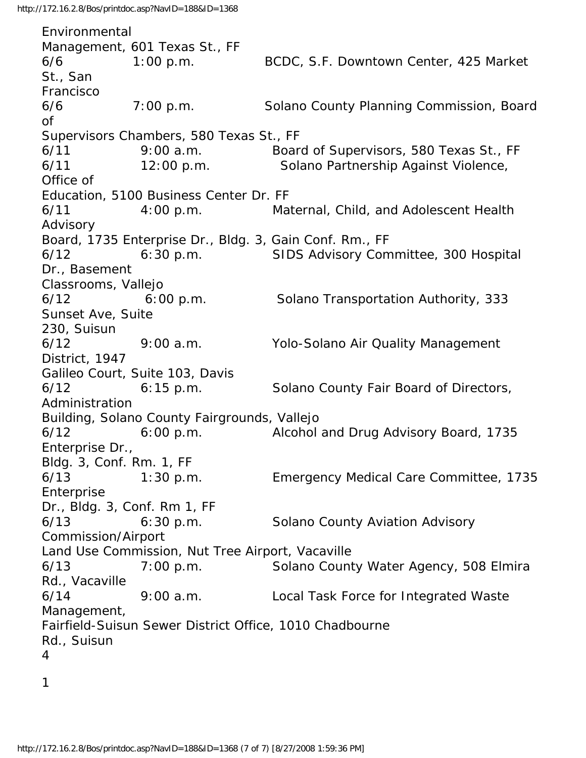Environmental Management, 601 Texas St., FF

6/6 1:00 p.m. BCDC, S.F. Downtown Center, 425 Market St., San Francisco

6/6 7:00 p.m. Solano County Planning Commission, Board of Supervisors Chambers, 580 Texas St., FF

6/11 9:00 a.m. Board of Supervisors, 580 Texas St., FF

6/11 12:00 p.m. Solano Partnership Against Violence, Office of Education, 5100 Business Center Dr. FF

6/11 4:00 p.m. Maternal, Child, and Adolescent Health Advisory Board, 1735 Enterprise Dr., Bldg. 3, Gain Conf. Rm., FF

6/12 6:30 p.m. SIDS Advisory Committee, 300 Hospital Dr., Basement Classrooms, Vallejo

6/12 6:00 p.m. Solano Transportation Authority, 333 Sunset Ave, Suite 230, Suisun

6/12 9:00 a.m. Yolo-Solano Air Quality Management District, 1947 Galileo Court, Suite 103, Davis

6/12 6:15 p.m. Solano County Fair Board of Directors, Administration Building, Solano County Fairgrounds, Vallejo

6/12 6:00 p.m. Alcohol and Drug Advisory Board, 1735 Enterprise Dr., Bldg. 3, Conf. Rm. 1, FF

6/13 1:30 p.m. Emergency Medical Care Committee, 1735 Enterprise Dr., Bldg. 3, Conf. Rm 1, FF

6/13 6:30 p.m. Solano County Aviation Advisory Commission/Airport Land Use Commission, Nut Tree Airport, Vacaville

6/13 7:00 p.m. Solano County Water Agency, 508 Elmira Rd., Vacaville

6/14 9:00 a.m. Local Task Force for Integrated Waste Management, Fairfield-Suisun Sewer District Office, 1010 Chadbourne Rd., Suisun

4

1